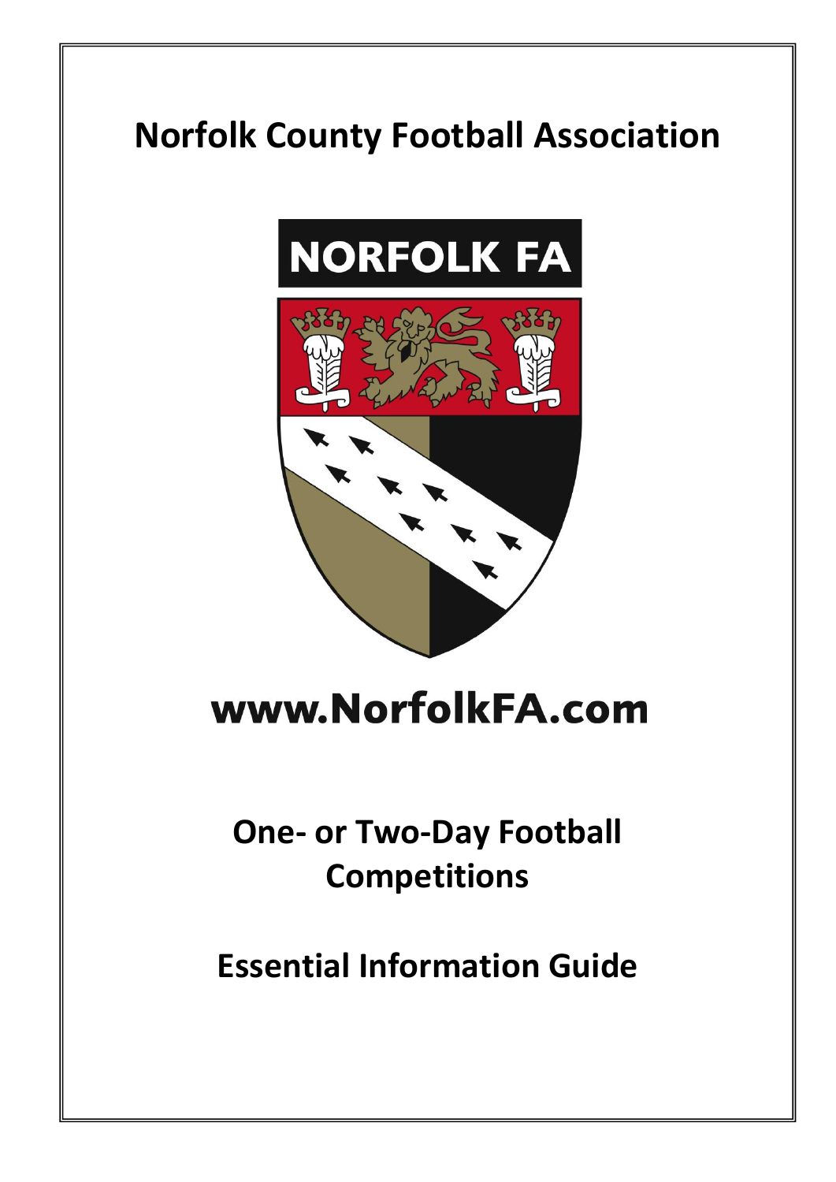# Norfolk County Football Association

NORFOLK FA

www.NorfolkFA.com

## One- or Two-Day Football Competitions

## Essential Information Guide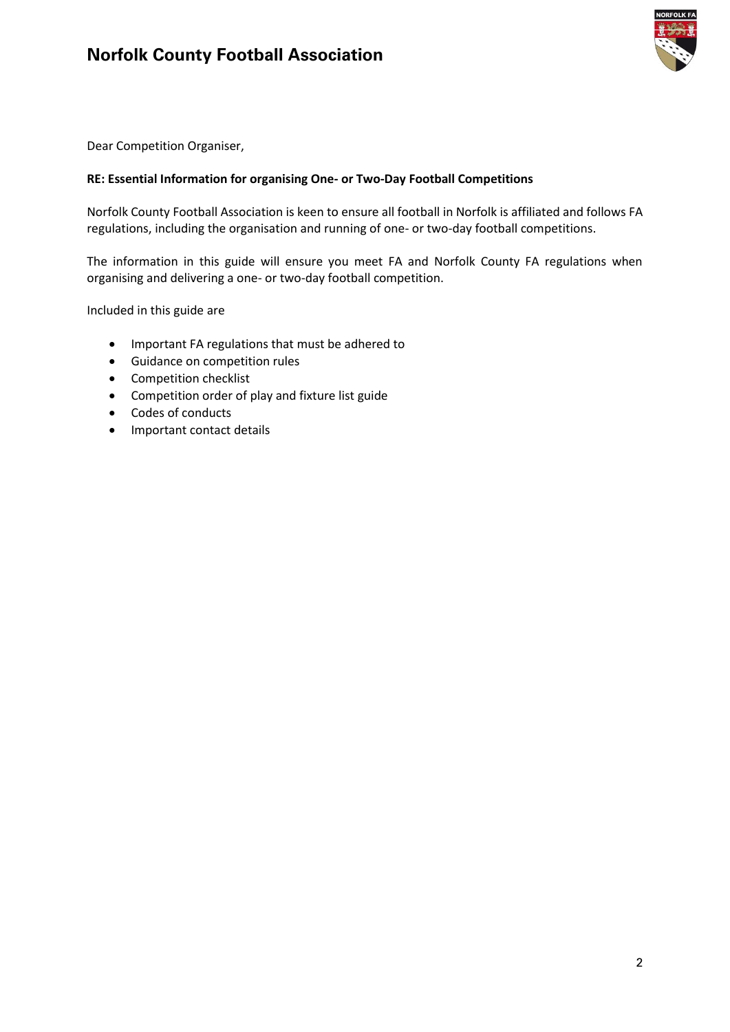Dear Competition Organiser,

**RE: Essential Information for organising One- or Two-Day Football Competitions**

Norfolk County Football Association is keen to ensure all football in Norfolk is affiliated and follows FA regulations, including the organisation and running of one- or two-day football competitions.

The information in this guide will ensure you meet FA and Norfolk County FA regulations when organising and delivering a one- or two-day football competition.

Included in this guide are

- Important FA regulations that must be adhered to
- Guidance on competition rules
- Competition checklist
- Competition order of play and fixture list guide
- Codes of conducts
- Important contact details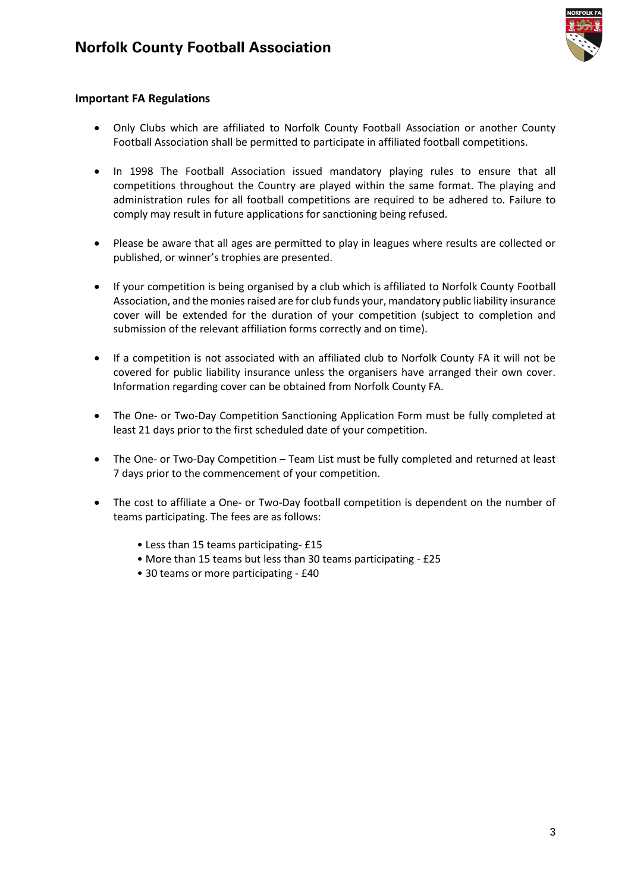**Important FA Regulations**

- Only Clubs which are affiliated to Norfolk County Football Association or another County Football Association shall be permitted to participate in affiliated football competitions.

- In 1998 The Football Association issued mandatory playing rules to ensure that all competitions throughout the Country are played within the same format. The playing and administration rules for all football competitions are required to be adhered to. Failure to comply may result in future applications for sanctioning being refused.

- Please be aware that all ages are permitted to play in leagues where results are collected or published, or winner's trophies are presented.

- If your competition is being organised by a club which is affiliated to Norfolk County Football Association, and the monies raised are for club funds your, mandatory public liability insurance cover will be extended for the duration of your competition (subject to completion and submission of the relevant affiliation forms correctly and on time).

- If a competition is not associated with an affiliated club to Norfolk County FA it will not be covered for public liability insurance unless the organisers have arranged their own cover. Information regarding cover can be obtained from Norfolk County FA.

- The One- or Two-Day Competition Sanctioning Application Form must be fully completed at least 21 days prior to the first scheduled date of your competition.

- The One- or Two-Day Competition – Team List must be fully completed and returned at least 7 days prior to the commencement of your competition.

- The cost to affiliate a One- or Two-Day football competition is dependent on the number of teams participating. The fees are as follows:

  - Less than 15 teams participating- £15
  - More than 15 teams but less than 30 teams participating - £25
  - 30 teams or more participating - £40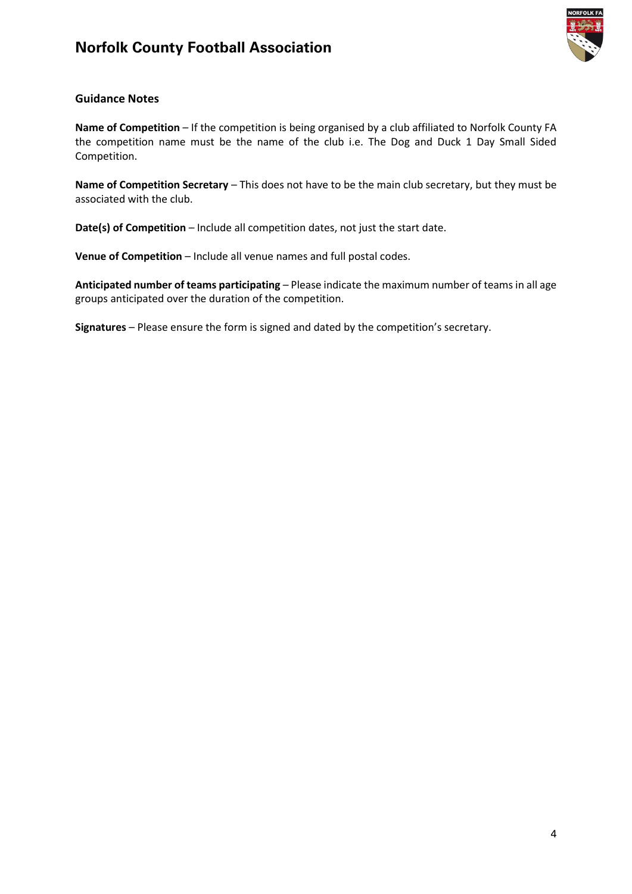## Guidance Notes

**Name of Competition** – If the competition is being organised by a club affiliated to Norfolk County FA the competition name must be the name of the club i.e. The Dog and Duck 1 Day Small Sided Competition.

**Name of Competition Secretary** – This does not have to be the main club secretary, but they must be associated with the club.

**Date(s) of Competition** – Include all competition dates, not just the start date.

**Venue of Competition** – Include all venue names and full postal codes.

**Anticipated number of teams participating** – Please indicate the maximum number of teams in all age groups anticipated over the duration of the competition.

**Signatures** – Please ensure the form is signed and dated by the competition's secretary.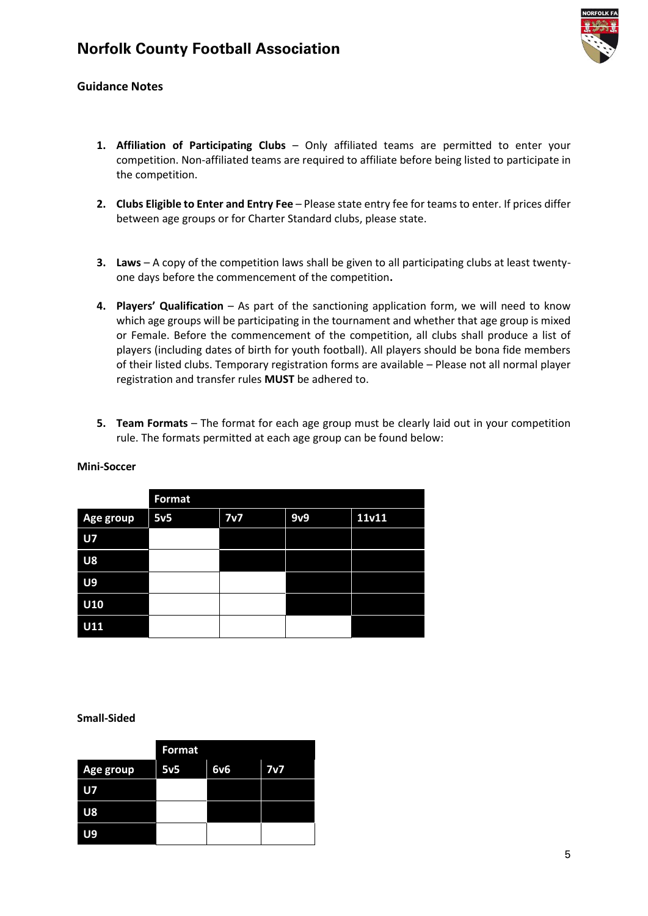### Guidance Notes

1. **Affiliation of Participating Clubs** – Only affiliated teams are permitted to enter your competition. Non-affiliated teams are required to affiliate before being listed to participate in the competition.

2. **Clubs Eligible to Enter and Entry Fee** – Please state entry fee for teams to enter. If prices differ between age groups or for Charter Standard clubs, please state.

3. **Laws** – A copy of the competition laws shall be given to all participating clubs at least twenty-one days before the commencement of the competition**.**

4. **Players' Qualification** – As part of the sanctioning application form, we will need to know which age groups will be participating in the tournament and whether that age group is mixed or Female. Before the commencement of the competition, all clubs shall produce a list of players (including dates of birth for youth football). All players should be bona fide members of their listed clubs. Temporary registration forms are available – Please not all normal player registration and transfer rules **MUST** be adhered to.

5. **Team Formats** – The format for each age group must be clearly laid out in your competition rule. The formats permitted at each age group can be found below:

**Mini-Soccer**

| | Format | | | |
|---|---|---|---|---|
| **Age group** | **5v5** | **7v7** | **9v9** | **11v11** |
| **U7** | | | | |
| **U8** | | | | |
| **U9** | | | | |
| **U10** | | | | |
| **U11** | | | | |

**Small-Sided**

| | Format | | |
|---|---|---|---|
| **Age group** | **5v5** | **6v6** | **7v7** |
| **U7** | | | |
| **U8** | | | |
| **U9** | | | |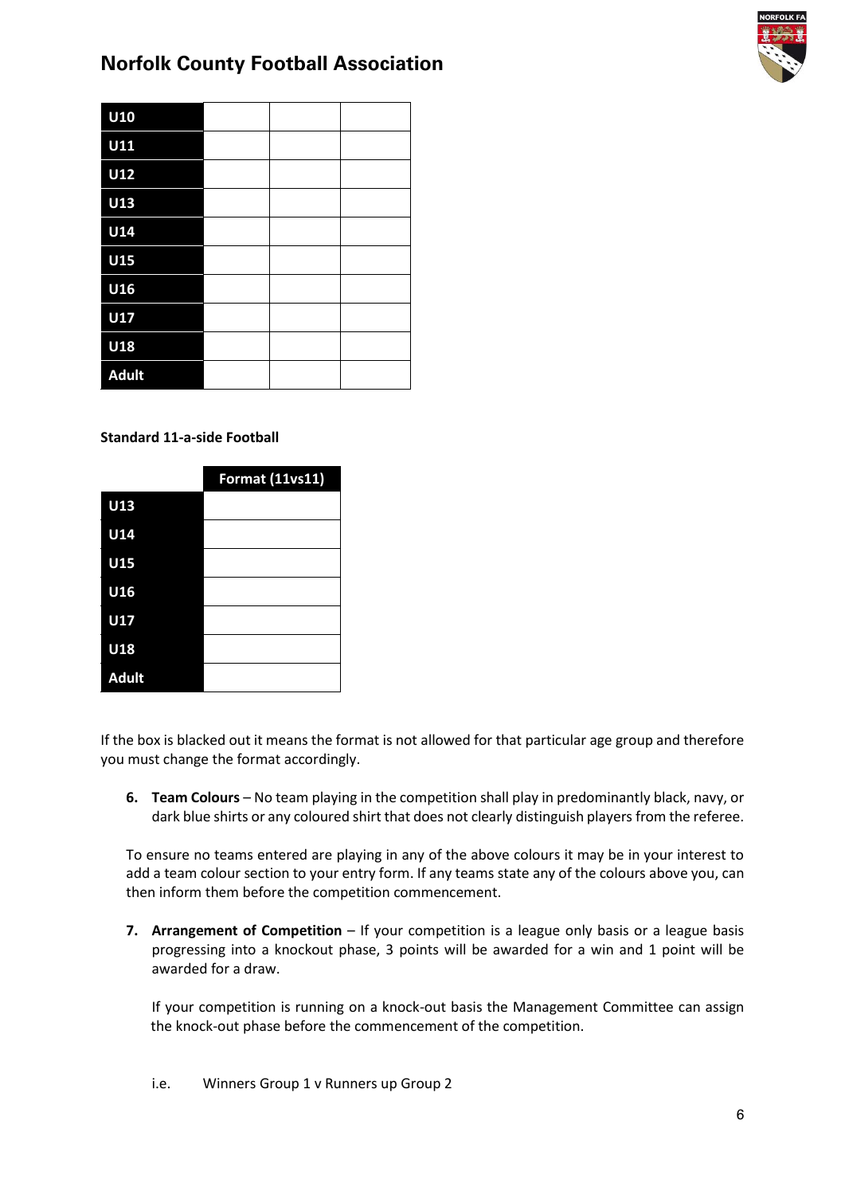| | | | |
|---|---|---|---|
| **U10** | | | |
| **U11** | | | |
| **U12** | | | |
| **U13** | | | |
| **U14** | | | |
| **U15** | | | |
| **U16** | | | |
| **U17** | | | |
| **U18** | | | |
| **Adult** | | | |

**Standard 11-a-side Football**

| | Format (11vs11) |
|---|---|
| **U13** | |
| **U14** | |
| **U15** | |
| **U16** | |
| **U17** | |
| **U18** | |
| **Adult** | |

If the box is blacked out it means the format is not allowed for that particular age group and therefore you must change the format accordingly.

6. **Team Colours** – No team playing in the competition shall play in predominantly black, navy, or dark blue shirts or any coloured shirt that does not clearly distinguish players from the referee.

To ensure no teams entered are playing in any of the above colours it may be in your interest to add a team colour section to your entry form. If any teams state any of the colours above you, can then inform them before the competition commencement.

7. **Arrangement of Competition** – If your competition is a league only basis or a league basis progressing into a knockout phase, 3 points will be awarded for a win and 1 point will be awarded for a draw.

   If your competition is running on a knock-out basis the Management Committee can assign the knock-out phase before the commencement of the competition.

   i.e. Winners Group 1 v Runners up Group 2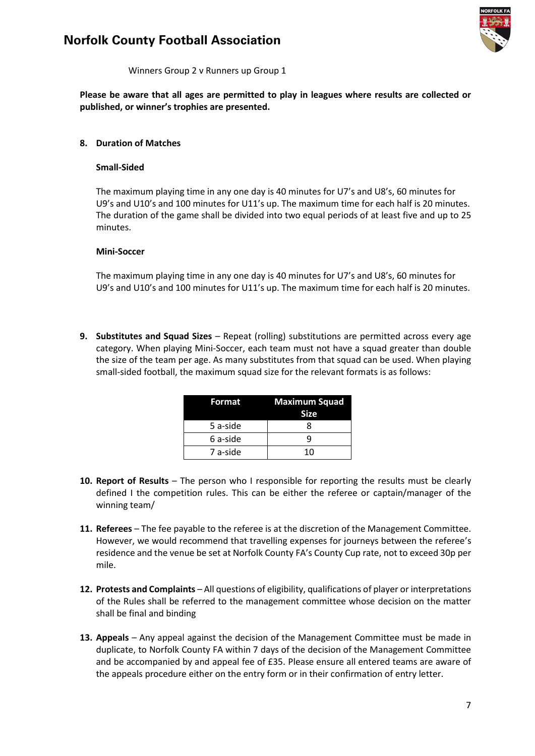Winners Group 2 v Runners up Group 1

**Please be aware that all ages are permitted to play in leagues where results are collected or published, or winner's trophies are presented.**

**8. Duration of Matches**

**Small-Sided**

The maximum playing time in any one day is 40 minutes for U7's and U8's, 60 minutes for U9's and U10's and 100 minutes for U11's up. The maximum time for each half is 20 minutes. The duration of the game shall be divided into two equal periods of at least five and up to 25 minutes.

**Mini-Soccer**

The maximum playing time in any one day is 40 minutes for U7's and U8's, 60 minutes for U9's and U10's and 100 minutes for U11's up. The maximum time for each half is 20 minutes.

**9. Substitutes and Squad Sizes** – Repeat (rolling) substitutions are permitted across every age category. When playing Mini-Soccer, each team must not have a squad greater than double the size of the team per age. As many substitutes from that squad can be used. When playing small-sided football, the maximum squad size for the relevant formats is as follows:

| Format | Maximum Squad Size |
|---|---|
| 5 a-side | 8 |
| 6 a-side | 9 |
| 7 a-side | 10 |

**10. Report of Results** – The person who I responsible for reporting the results must be clearly defined I the competition rules. This can be either the referee or captain/manager of the winning team/

**11. Referees** – The fee payable to the referee is at the discretion of the Management Committee. However, we would recommend that travelling expenses for journeys between the referee's residence and the venue be set at Norfolk County FA's County Cup rate, not to exceed 30p per mile.

**12. Protests and Complaints** – All questions of eligibility, qualifications of player or interpretations of the Rules shall be referred to the management committee whose decision on the matter shall be final and binding

**13. Appeals** – Any appeal against the decision of the Management Committee must be made in duplicate, to Norfolk County FA within 7 days of the decision of the Management Committee and be accompanied by and appeal fee of £35. Please ensure all entered teams are aware of the appeals procedure either on the entry form or in their confirmation of entry letter.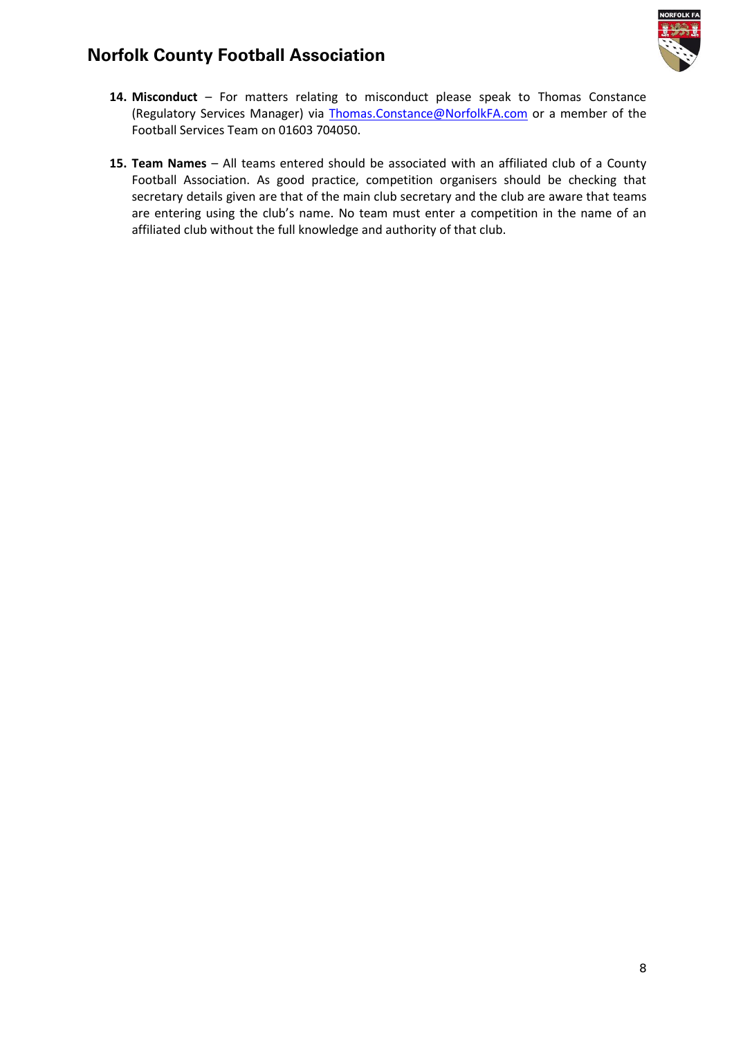14. **Misconduct** – For matters relating to misconduct please speak to Thomas Constance (Regulatory Services Manager) via Thomas.Constance@NorfolkFA.com or a member of the Football Services Team on 01603 704050.

15. **Team Names** – All teams entered should be associated with an affiliated club of a County Football Association. As good practice, competition organisers should be checking that secretary details given are that of the main club secretary and the club are aware that teams are entering using the club's name. No team must enter a competition in the name of an affiliated club without the full knowledge and authority of that club.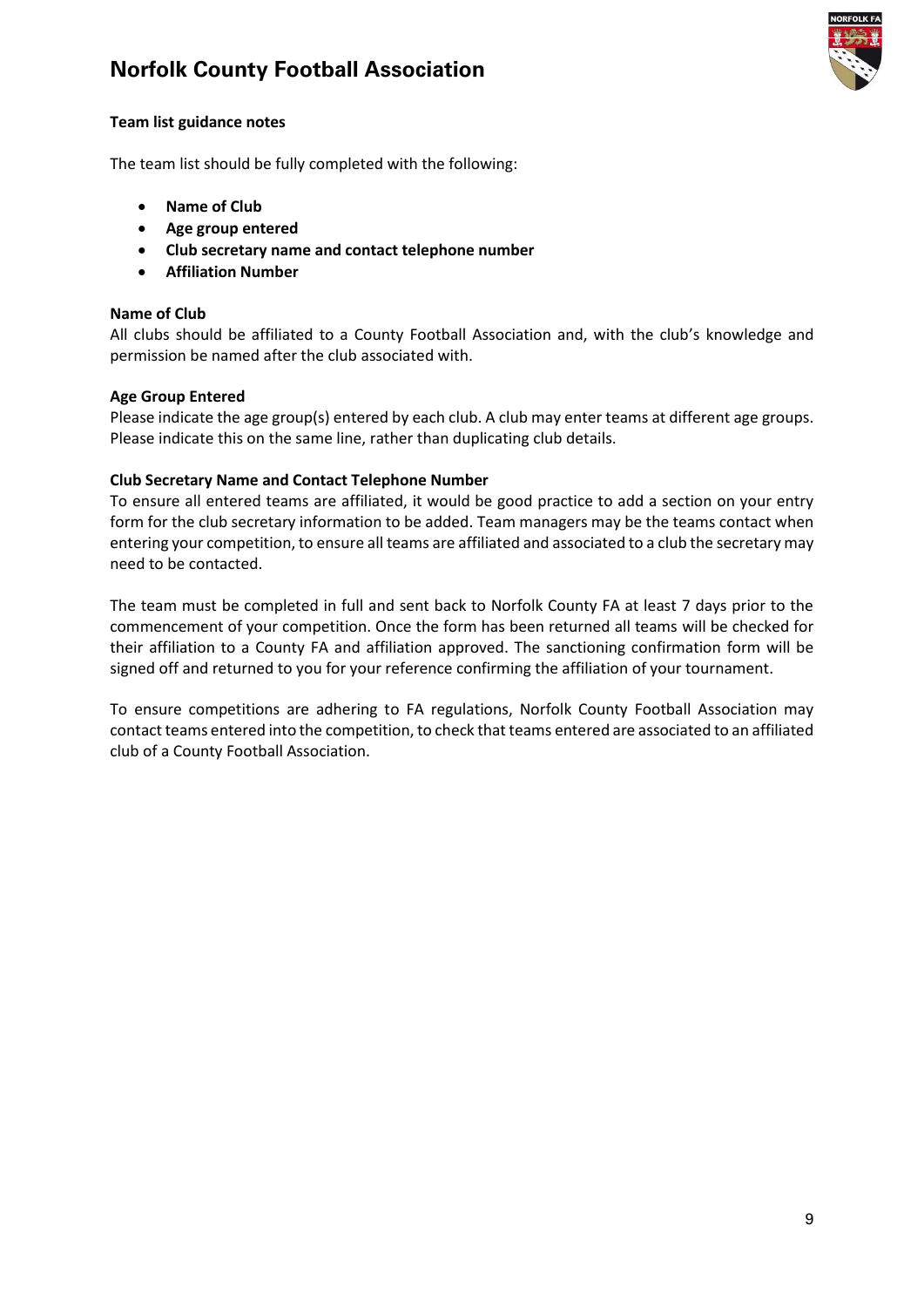# Norfolk County Football Association

**Team list guidance notes**

The team list should be fully completed with the following:

- **Name of Club**
- **Age group entered**
- **Club secretary name and contact telephone number**
- **Affiliation Number**

**Name of Club**

All clubs should be affiliated to a County Football Association and, with the club's knowledge and permission be named after the club associated with.

**Age Group Entered**

Please indicate the age group(s) entered by each club. A club may enter teams at different age groups. Please indicate this on the same line, rather than duplicating club details.

**Club Secretary Name and Contact Telephone Number**

To ensure all entered teams are affiliated, it would be good practice to add a section on your entry form for the club secretary information to be added. Team managers may be the teams contact when entering your competition, to ensure all teams are affiliated and associated to a club the secretary may need to be contacted.

The team must be completed in full and sent back to Norfolk County FA at least 7 days prior to the commencement of your competition. Once the form has been returned all teams will be checked for their affiliation to a County FA and affiliation approved. The sanctioning confirmation form will be signed off and returned to you for your reference confirming the affiliation of your tournament.

To ensure competitions are adhering to FA regulations, Norfolk County Football Association may contact teams entered into the competition, to check that teams entered are associated to an affiliated club of a County Football Association.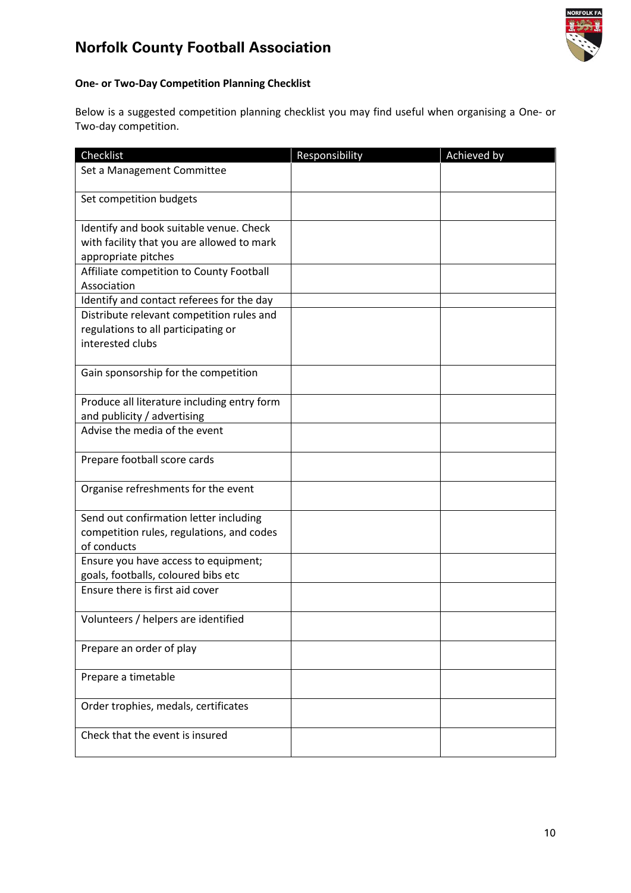# Norfolk County Football Association

**One- or Two-Day Competition Planning Checklist**

Below is a suggested competition planning checklist you may find useful when organising a One- or Two-day competition.

| Checklist | Responsibility | Achieved by |
|---|---|---|
| Set a Management Committee | | |
| Set competition budgets | | |
| Identify and book suitable venue. Check with facility that you are allowed to mark appropriate pitches | | |
| Affiliate competition to County Football Association | | |
| Identify and contact referees for the day | | |
| Distribute relevant competition rules and regulations to all participating or interested clubs | | |
| Gain sponsorship for the competition | | |
| Produce all literature including entry form and publicity / advertising | | |
| Advise the media of the event | | |
| Prepare football score cards | | |
| Organise refreshments for the event | | |
| Send out confirmation letter including competition rules, regulations, and codes of conducts | | |
| Ensure you have access to equipment; goals, footballs, coloured bibs etc | | |
| Ensure there is first aid cover | | |
| Volunteers / helpers are identified | | |
| Prepare an order of play | | |
| Prepare a timetable | | |
| Order trophies, medals, certificates | | |
| Check that the event is insured | | |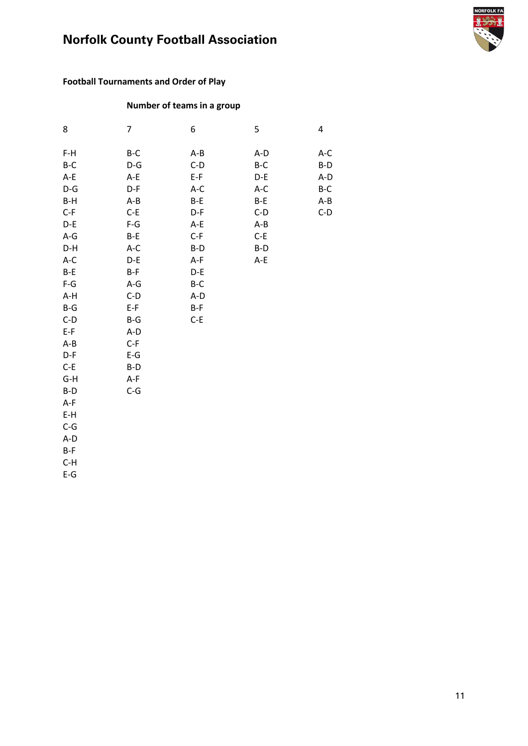# Norfolk County Football Association

**Football Tournaments and Order of Play**

**Number of teams in a group**

| 8 | 7 | 6 | 5 | 4 |
|---|---|---|---|---|
| F-H | B-C | A-B | A-D | A-C |
| B-C | D-G | C-D | B-C | B-D |
| A-E | A-E | E-F | D-E | A-D |
| D-G | D-F | A-C | A-C | B-C |
| B-H | A-B | B-E | B-E | A-B |
| C-F | C-E | D-F | C-D | C-D |
| D-E | F-G | A-E | A-B | |
| A-G | B-E | C-F | C-E | |
| D-H | A-C | B-D | B-D | |
| A-C | D-E | A-F | A-E | |
| B-E | B-F | D-E | | |
| F-G | A-G | B-C | | |
| A-H | C-D | A-D | | |
| B-G | E-F | B-F | | |
| C-D | B-G | C-E | | |
| E-F | A-D | | | |
| A-B | C-F | | | |
| D-F | E-G | | | |
| C-E | B-D | | | |
| G-H | A-F | | | |
| B-D | C-G | | | |
| A-F | | | | |
| E-H | | | | |
| C-G | | | | |
| A-D | | | | |
| B-F | | | | |
| C-H | | | | |
| E-G | | | | |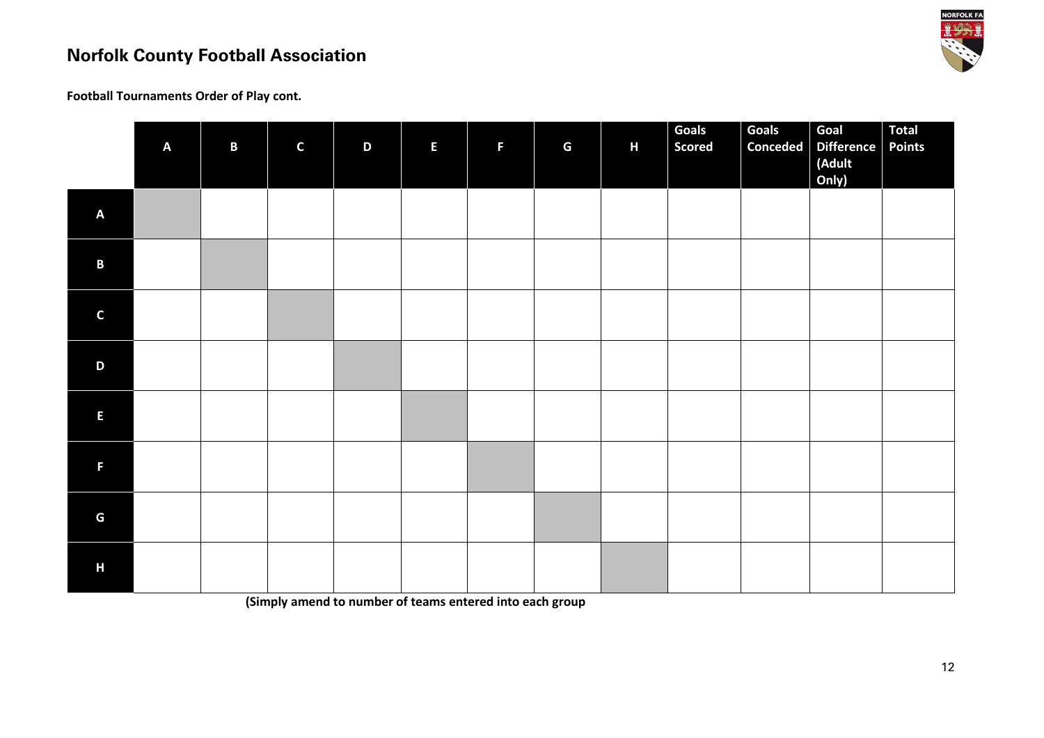# Norfolk County Football Association

**Football Tournaments Order of Play cont.**

| | A | B | C | D | E | F | G | H | Goals Scored | Goals Conceded | Goal Difference (Adult Only) | Total Points |
|---|---|---|---|---|---|---|---|---|---|---|---|---|
| **A** | | | | | | | | | | | | |
| **B** | | | | | | | | | | | | |
| **C** | | | | | | | | | | | | |
| **D** | | | | | | | | | | | | |
| **E** | | | | | | | | | | | | |
| **F** | | | | | | | | | | | | |
| **G** | | | | | | | | | | | | |
| **H** | | | | | | | | | | | | |

**(Simply amend to number of teams entered into each group**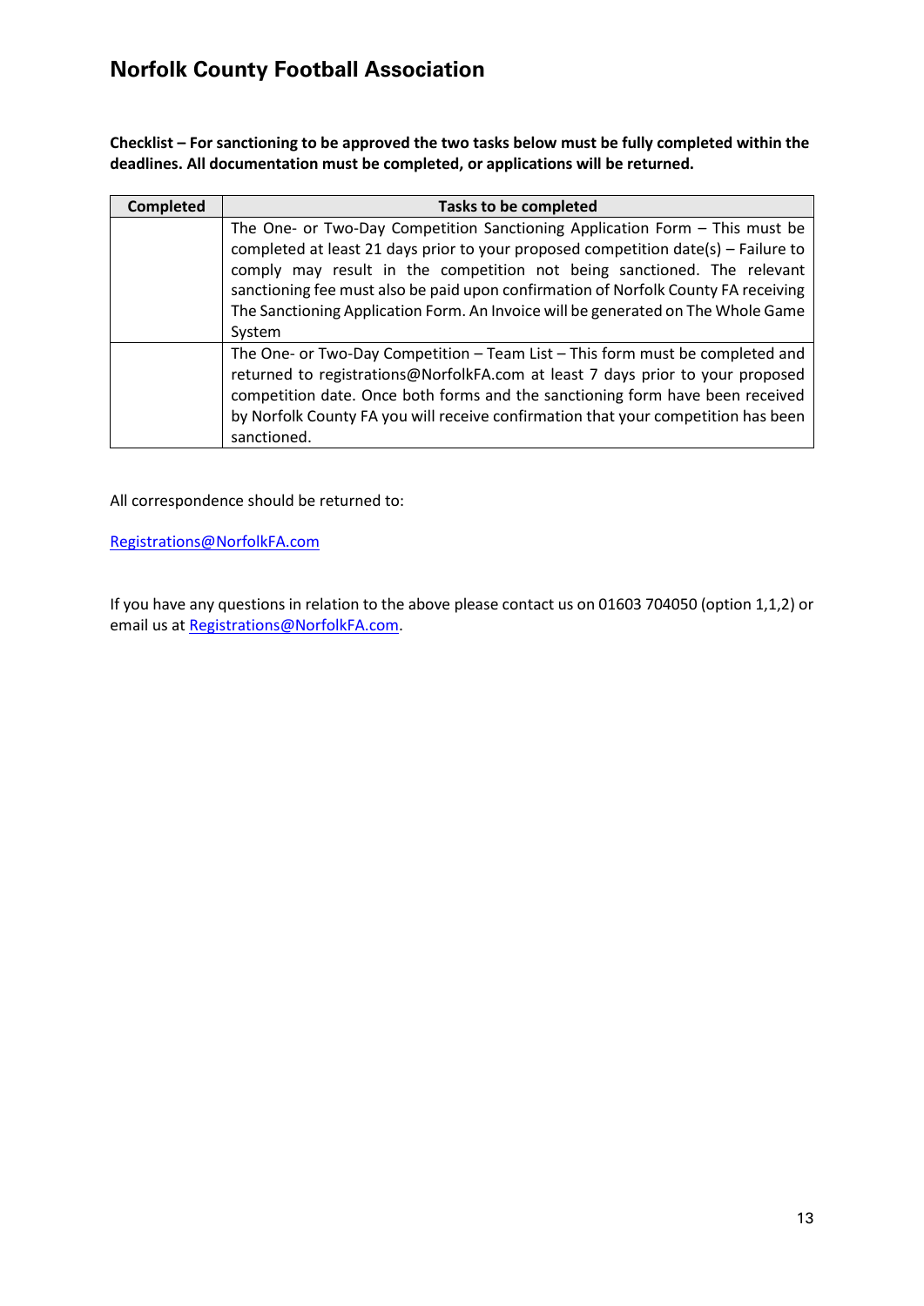# Norfolk County Football Association

**Checklist – For sanctioning to be approved the two tasks below must be fully completed within the deadlines. All documentation must be completed, or applications will be returned.**

| Completed | Tasks to be completed |
|---|---|
| | The One- or Two-Day Competition Sanctioning Application Form – This must be completed at least 21 days prior to your proposed competition date(s) – Failure to comply may result in the competition not being sanctioned. The relevant sanctioning fee must also be paid upon confirmation of Norfolk County FA receiving The Sanctioning Application Form. An Invoice will be generated on The Whole Game System |
| | The One- or Two-Day Competition – Team List – This form must be completed and returned to registrations@NorfolkFA.com at least 7 days prior to your proposed competition date. Once both forms and the sanctioning form have been received by Norfolk County FA you will receive confirmation that your competition has been sanctioned. |

All correspondence should be returned to:

Registrations@NorfolkFA.com

If you have any questions in relation to the above please contact us on 01603 704050 (option 1,1,2) or email us at Registrations@NorfolkFA.com.